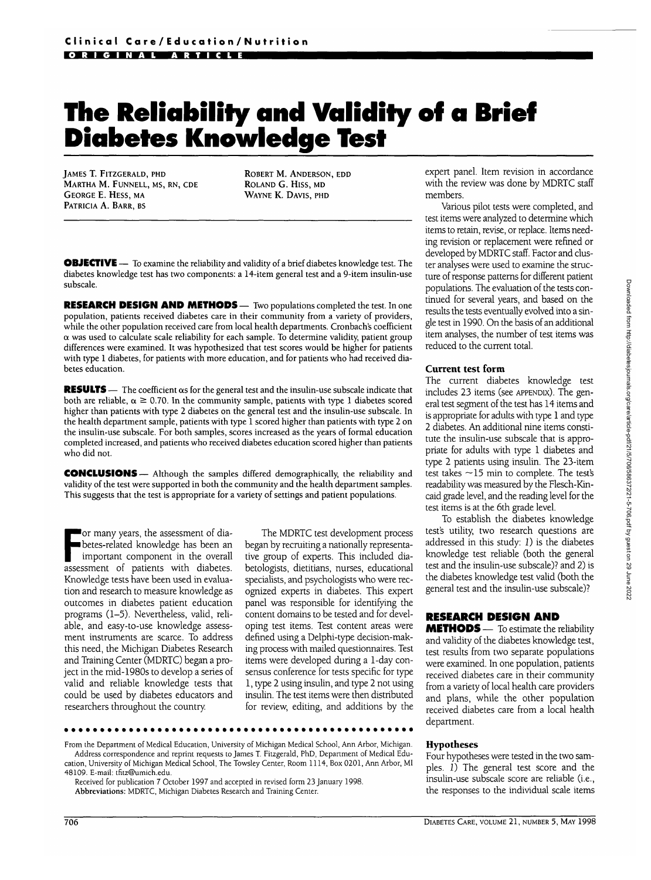Clinical Care/Education/Nutrition

ORIGINAL ARTICLE

# The Reliability and Validity of a Brief Diabetes Knowledge Test

JAMES T. FITZGERALD, PHD
MARTHA M. FUNNELL, MS, RN, CDE
GEORGE E. HESS, MA
PATRICIA A. BARR, BS
ROBERT M. ANDERSON, EDD
ROLAND G. HISS, MD
WAYNE K. DAVIS, PHD

**OBJECTIVE** — To examine the reliability and validity of a brief diabetes knowledge test. The diabetes knowledge test has two components: a 14-item general test and a 9-item insulin-use subscale.

**RESEARCH DESIGN AND METHODS** — Two populations completed the test. In one population, patients received diabetes care in their community from a variety of providers, while the other population received care from local health departments. Cronbach's coefficient $\alpha$ was used to calculate scale reliability for each sample. To determine validity, patient group differences were examined. It was hypothesized that test scores would be higher for patients with type 1 diabetes, for patients with more education, and for patients who had received diabetes education.

**RESULTS** — The coefficient $\alpha$s for the general test and the insulin-use subscale indicate that both are reliable, $\alpha \geq 0.70$. In the community sample, patients with type 1 diabetes scored higher than patients with type 2 diabetes on the general test and the insulin-use subscale. In the health department sample, patients with type 1 scored higher than patients with type 2 on the insulin-use subscale. For both samples, scores increased as the years of formal education completed increased, and patients who received diabetes education scored higher than patients who did not.

**CONCLUSIONS** — Although the samples differed demographically, the reliability and validity of the test were supported in both the community and the health department samples. This suggests that the test is appropriate for a variety of settings and patient populations.

For many years, the assessment of diabetes-related knowledge has been an important component in the overall assessment of patients with diabetes. Knowledge tests have been used in evaluation and research to measure knowledge as outcomes in diabetes patient education programs (1–5). Nevertheless, valid, reliable, and easy-to-use knowledge assessment instruments are scarce. To address this need, the Michigan Diabetes Research and Training Center (MDRTC) began a project in the mid-1980s to develop a series of valid and reliable knowledge tests that could be used by diabetes educators and researchers throughout the country.

The MDRTC test development process began by recruiting a nationally representative group of experts. This included diabetologists, dietitians, nurses, educational specialists, and psychologists who were recognized experts in diabetes. This expert panel was responsible for identifying the content domains to be tested and for developing test items. Test content areas were defined using a Delphi-type decision-making process with mailed questionnaires. Test items were developed during a 1-day consensus conference for tests specific for type 1, type 2 using insulin, and type 2 not using insulin. The test items were then distributed for review, editing, and additions by the expert panel. Item revision in accordance with the review was done by MDRTC staff members.

Various pilot tests were completed, and test items were analyzed to determine which items to retain, revise, or replace. Items needing revision or replacement were refined or developed by MDRTC staff. Factor and cluster analyses were used to examine the structure of response patterns for different patient populations. The evaluation of the tests continued for several years, and based on the results the tests eventually evolved into a single test in 1990. On the basis of an additional item analyses, the number of test items was reduced to the current total.

### Current test form

The current diabetes knowledge test includes 23 items (see APPENDIX). The general test segment of the test has 14 items and is appropriate for adults with type 1 and type 2 diabetes. An additional nine items constitute the insulin-use subscale that is appropriate for adults with type 1 diabetes and type 2 patients using insulin. The 23-item test takes ~15 min to complete. The test's readability was measured by the Flesch-Kincaid grade level, and the reading level for the test items is at the 6th grade level.

To establish the diabetes knowledge test's utility, two research questions are addressed in this study: *1*) is the diabetes knowledge test reliable (both the general test and the insulin-use subscale)? and *2*) is the diabetes knowledge test valid (both the general test and the insulin-use subscale)?

## RESEARCH DESIGN AND METHODS

To estimate the reliability and validity of the diabetes knowledge test, test results from two separate populations were examined. In one population, patients received diabetes care in their community from a variety of local health care providers and plans, while the other population received diabetes care from a local health department.

### Hypotheses

Four hypotheses were tested in the two samples. *1*) The general test score and the insulin-use subscale score are reliable (i.e., the responses to the individual scale items

From the Department of Medical Education, University of Michigan Medical School, Ann Arbor, Michigan.
Address correspondence and reprint requests to James T. Fitzgerald, PhD, Department of Medical Education, University of Michigan Medical School, The Towsley Center, Room 1114, Box 0201, Ann Arbor, MI 48109. E-mail: tfitz@umich.edu.
Received for publication 7 October 1997 and accepted in revised form 23 January 1998.
**Abbreviations:** MDRTC, Michigan Diabetes Research and Training Center.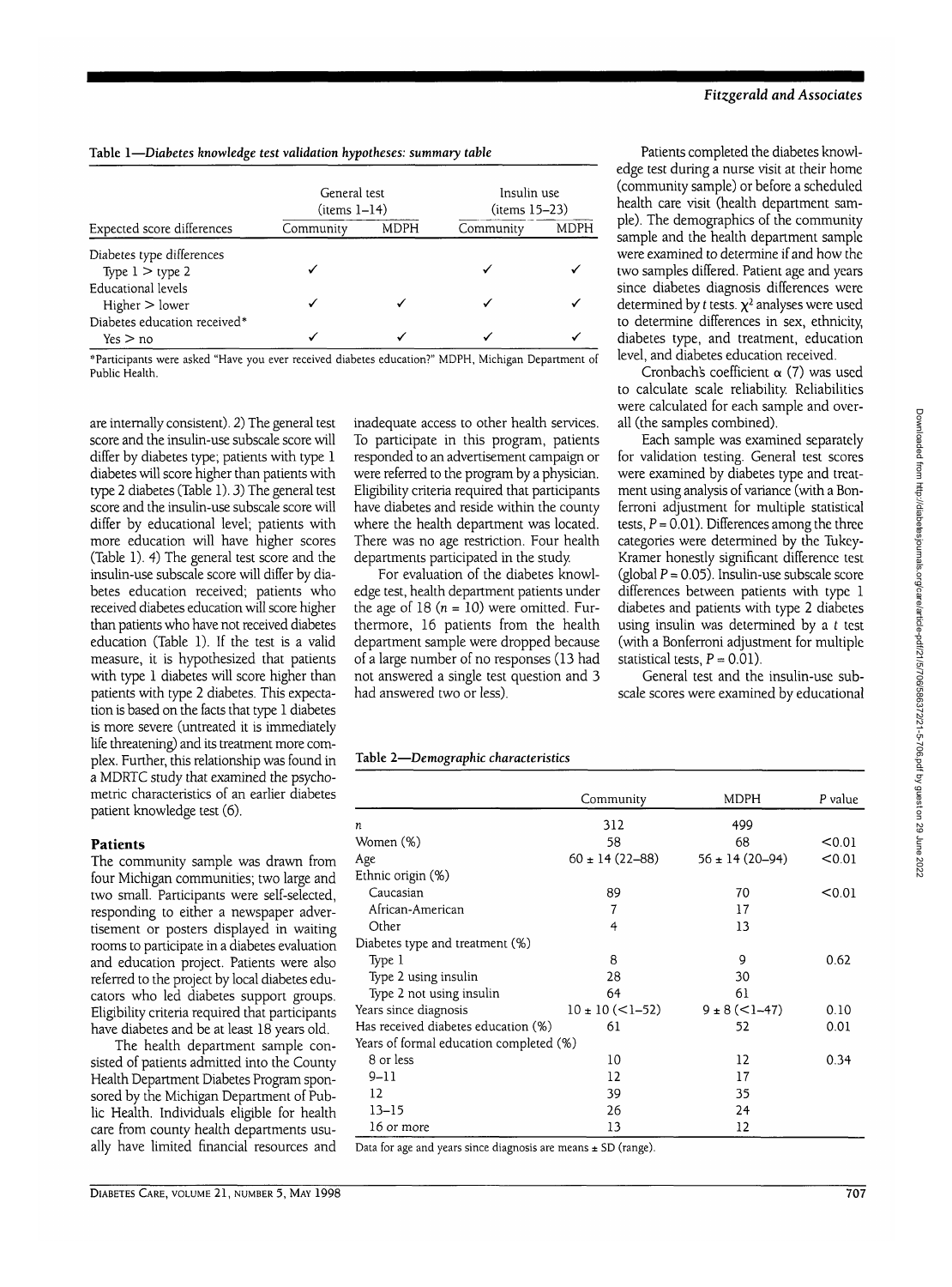**Table 1—*Diabetes knowledge test validation hypotheses: summary table***

| Expected score differences | General test (items 1–14) | | Insulin use (items 15–23) | |
|---|---|---|---|---|
| | Community | MDPH | Community | MDPH |
| Diabetes type differences | | | | |
| Type 1 > type 2 | ✓ | | ✓ | ✓ |
| Educational levels | | | | |
| Higher > lower | ✓ | ✓ | ✓ | ✓ |
| Diabetes education received* | | | | |
| Yes > no | ✓ | ✓ | ✓ | ✓ |

*Participants were asked "Have you ever received diabetes education?" MDPH, Michigan Department of Public Health.

are internally consistent). 2) The general test score and the insulin-use subscale score will differ by diabetes type; patients with type 1 diabetes will score higher than patients with type 2 diabetes (Table 1). 3) The general test score and the insulin-use subscale score will differ by educational level; patients with more education will have higher scores (Table 1). 4) The general test score and the insulin-use subscale score will differ by diabetes education received; patients who received diabetes education will score higher than patients who have not received diabetes education (Table 1). If the test is a valid measure, it is hypothesized that patients with type 1 diabetes will score higher than patients with type 2 diabetes. This expectation is based on the facts that type 1 diabetes is more severe (untreated it is immediately life threatening) and its treatment more complex. Further, this relationship was found in a MDRTC study that examined the psychometric characteristics of an earlier diabetes patient knowledge test (6).

### Patients

The community sample was drawn from four Michigan communities; two large and two small. Participants were self-selected, responding to either a newspaper advertisement or posters displayed in waiting rooms to participate in a diabetes evaluation and education project. Patients were also referred to the project by local diabetes educators who led diabetes support groups. Eligibility criteria required that participants have diabetes and be at least 18 years old.

The health department sample consisted of patients admitted into the County Health Department Diabetes Program sponsored by the Michigan Department of Public Health. Individuals eligible for health care from county health departments usually have limited financial resources and inadequate access to other health services. To participate in this program, patients responded to an advertisement campaign or were referred to the program by a physician. Eligibility criteria required that participants have diabetes and reside within the county where the health department was located. There was no age restriction. Four health departments participated in the study.

For evaluation of the diabetes knowledge test, health department patients under the age of 18 ($n$ = 10) were omitted. Furthermore, 16 patients from the health department sample were dropped because of a large number of no responses (13 had not answered a single test question and 3 had answered two or less).

**Table 2—*Demographic characteristics***

| | Community | MDPH | *P* value |
|---|---|---|---|
| *n* | 312 | 499 | |
| Women (%) | 58 | 68 | <0.01 |
| Age | 60 ± 14 (22–88) | 56 ± 14 (20–94) | <0.01 |
| Ethnic origin (%) | | | |
| Caucasian | 89 | 70 | <0.01 |
| African-American | 7 | 17 | |
| Other | 4 | 13 | |
| Diabetes type and treatment (%) | | | |
| Type 1 | 8 | 9 | 0.62 |
| Type 2 using insulin | 28 | 30 | |
| Type 2 not using insulin | 64 | 61 | |
| Years since diagnosis | 10 ± 10 (<1–52) | 9 ± 8 (<1–47) | 0.10 |
| Has received diabetes education (%) | 61 | 52 | 0.01 |
| Years of formal education completed (%) | | | |
| 8 or less | 10 | 12 | 0.34 |
| 9–11 | 12 | 17 | |
| 12 | 39 | 35 | |
| 13–15 | 26 | 24 | |
| 16 or more | 13 | 12 | |

Data for age and years since diagnosis are means ± SD (range).

Patients completed the diabetes knowledge test during a nurse visit at their home (community sample) or before a scheduled health care visit (health department sample). The demographics of the community sample and the health department sample were examined to determine if and how the two samples differed. Patient age and years since diabetes diagnosis differences were determined by *t* tests. $\chi^2$ analyses were used to determine differences in sex, ethnicity, diabetes type, and treatment, education level, and diabetes education received.

Cronbach's coefficient $\alpha$ (7) was used to calculate scale reliability. Reliabilities were calculated for each sample and overall (the samples combined).

Each sample was examined separately for validation testing. General test scores were examined by diabetes type and treatment using analysis of variance (with a Bonferroni adjustment for multiple statistical tests, $P = 0.01$). Differences among the three categories were determined by the Tukey-Kramer honestly significant difference test (global $P = 0.05$). Insulin-use subscale score differences between patients with type 1 diabetes and patients with type 2 diabetes using insulin was determined by a *t* test (with a Bonferroni adjustment for multiple statistical tests, $P = 0.01$).

General test and the insulin-use subscale scores were examined by educational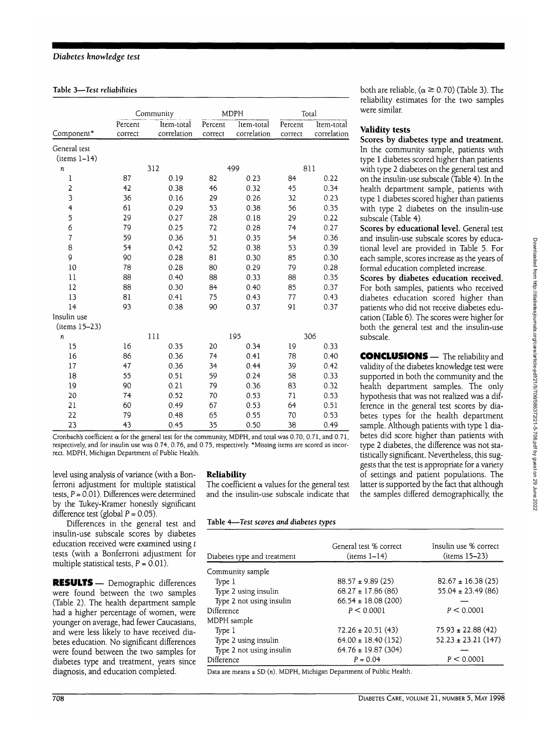**Table 3—Test reliabilities**

| Component* | Community | | MDPH | | Total | |
|---|---|---|---|---|---|---|
| | Percent correct | Item-total correlation | Percent correct | Item-total correlation | Percent correct | Item-total correlation |
| General test (items 1–14) | | | | | | |
| *n* | 312 | | 499 | | 811 | |
| 1 | 87 | 0.19 | 82 | 0.23 | 84 | 0.22 |
| 2 | 42 | 0.38 | 46 | 0.32 | 45 | 0.34 |
| 3 | 36 | 0.16 | 29 | 0.26 | 32 | 0.23 |
| 4 | 61 | 0.29 | 53 | 0.38 | 56 | 0.35 |
| 5 | 29 | 0.27 | 28 | 0.18 | 29 | 0.22 |
| 6 | 79 | 0.25 | 72 | 0.28 | 74 | 0.27 |
| 7 | 59 | 0.36 | 51 | 0.35 | 54 | 0.36 |
| 8 | 54 | 0.42 | 52 | 0.38 | 53 | 0.39 |
| 9 | 90 | 0.28 | 81 | 0.30 | 85 | 0.30 |
| 10 | 78 | 0.28 | 80 | 0.29 | 79 | 0.28 |
| 11 | 88 | 0.40 | 88 | 0.33 | 88 | 0.35 |
| 12 | 88 | 0.30 | 84 | 0.40 | 85 | 0.37 |
| 13 | 81 | 0.41 | 75 | 0.43 | 77 | 0.43 |
| 14 | 93 | 0.38 | 90 | 0.37 | 91 | 0.37 |
| Insulin use (items 15–23) | | | | | | |
| *n* | 111 | | 195 | | 306 | |
| 15 | 16 | 0.35 | 20 | 0.34 | 19 | 0.33 |
| 16 | 86 | 0.36 | 74 | 0.41 | 78 | 0.40 |
| 17 | 47 | 0.36 | 34 | 0.44 | 39 | 0.42 |
| 18 | 55 | 0.51 | 59 | 0.24 | 58 | 0.33 |
| 19 | 90 | 0.21 | 79 | 0.36 | 83 | 0.32 |
| 20 | 74 | 0.52 | 70 | 0.53 | 71 | 0.53 |
| 21 | 60 | 0.49 | 67 | 0.53 | 64 | 0.51 |
| 22 | 79 | 0.48 | 65 | 0.55 | 70 | 0.53 |
| 23 | 43 | 0.45 | 35 | 0.50 | 38 | 0.49 |

Cronbach's coefficient $\alpha$ for the general test for the community, MDPH, and total was 0.70, 0.71, and 0.71, respectively, and for insulin use was 0.74, 0.76, and 0.75, respectively. *Missing items are scored as incorrect. MDPH, Michigan Department of Public Health.

level using analysis of variance (with a Bonferroni adjustment for multiple statistical tests, $P = 0.01$). Differences were determined by the Tukey-Kramer honestly significant difference test (global $P = 0.05$).

Differences in the general test and insulin-use subscale scores by diabetes education received were examined using *t* tests (with a Bonferroni adjustment for multiple statistical tests, $P = 0.01$).

## RESULTS

Demographic differences were found between the two samples (Table 2). The health department sample had a higher percentage of women, were younger on average, had fewer Caucasians, and were less likely to have received diabetes education. No significant differences were found between the two samples for diabetes type and treatment, years since diagnosis, and education completed.

### Reliability

The coefficient $\alpha$ values for the general test and the insulin-use subscale indicate that both are reliable, ($\alpha \geq 0.70$) (Table 3). The reliability estimates for the two samples were similar.

### Validity tests

**Scores by diabetes type and treatment.** In the community sample, patients with type 1 diabetes scored higher than patients with type 2 diabetes on the general test and on the insulin-use subscale (Table 4). In the health department sample, patients with type 1 diabetes scored higher than patients with type 2 diabetes on the insulin-use subscale (Table 4).

**Scores by educational level.** General test and insulin-use subscale scores by educational level are provided in Table 5. For each sample, scores increase as the years of formal education completed increase.

**Scores by diabetes education received.** For both samples, patients who received diabetes education scored higher than patients who did not receive diabetes education (Table 6). The scores were higher for both the general test and the insulin-use subscale.

## CONCLUSIONS

The reliability and validity of the diabetes knowledge test were supported in both the community and the health department samples. The only hypothesis that was not realized was a difference in the general test scores by diabetes types for the health department sample. Although patients with type 1 diabetes did score higher than patients with type 2 diabetes, the difference was not statistically significant. Nevertheless, this suggests that the test is appropriate for a variety of settings and patient populations. The latter is supported by the fact that although the samples differed demographically, the

**Table 4—Test scores and diabetes types**

| Diabetes type and treatment | General test % correct (items 1–14) | Insulin use % correct (items 15–23) |
|---|---|---|
| Community sample | | |
| Type 1 | 88.57 ± 9.89 (25) | 82.67 ± 16.38 (25) |
| Type 2 using insulin | 68.27 ± 17.86 (86) | 55.04 ± 23.49 (86) |
| Type 2 not using insulin | 66.54 ± 18.08 (200) | — |
| Difference | $P < 0.0001$ | $P < 0.0001$ |
| MDPH sample | | |
| Type 1 | 72.26 ± 20.51 (43) | 75.93 ± 22.88 (42) |
| Type 2 using insulin | 64.00 ± 18.40 (152) | 52.23 ± 23.21 (147) |
| Type 2 not using insulin | 64.76 ± 19.87 (304) | — |
| Difference | $P = 0.04$ | $P < 0.0001$ |

Data are means ± SD (*n*). MDPH, Michigan Department of Public Health.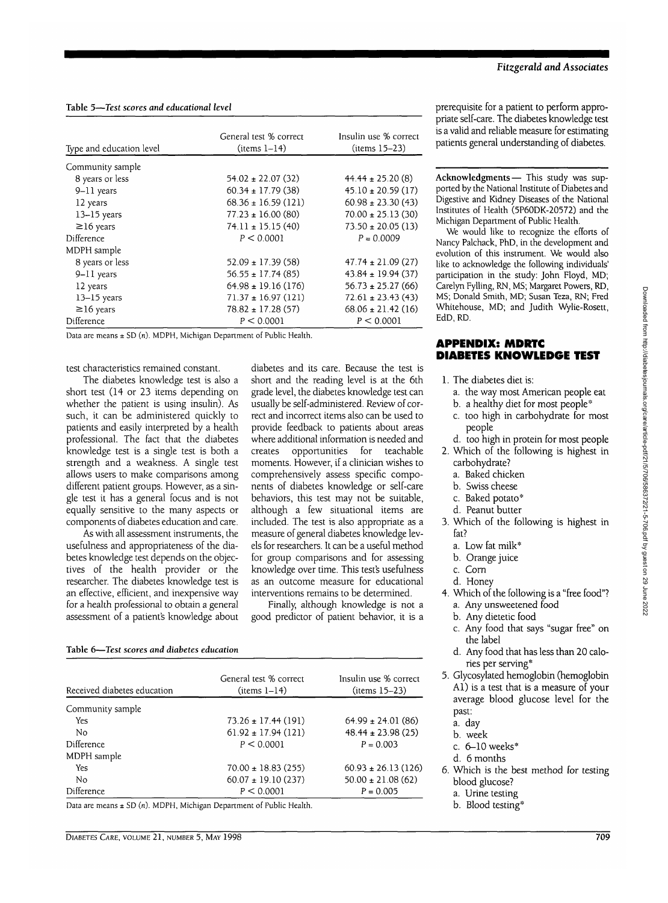**Table 5—*Test scores and educational level***

| Type and education level | General test % correct (items 1–14) | Insulin use % correct (items 15–23) |
|---|---|---|
| Community sample | | |
| 8 years or less | 54.02 ± 22.07 (32) | 44.44 ± 25.20 (8) |
| 9–11 years | 60.34 ± 17.79 (38) | 45.10 ± 20.59 (17) |
| 12 years | 68.36 ± 16.59 (121) | 60.98 ± 23.30 (43) |
| 13–15 years | 77.23 ± 16.00 (80) | 70.00 ± 25.13 (30) |
| ≥16 years | 74.11 ± 15.15 (40) | 73.50 ± 20.05 (13) |
| Difference | $P < 0.0001$ | $P = 0.0009$ |
| MDPH sample | | |
| 8 years or less | 52.09 ± 17.39 (58) | 47.74 ± 21.09 (27) |
| 9–11 years | 56.55 ± 17.74 (85) | 43.84 ± 19.94 (37) |
| 12 years | 64.98 ± 19.16 (176) | 56.73 ± 25.27 (66) |
| 13–15 years | 71.37 ± 16.97 (121) | 72.61 ± 23.43 (43) |
| ≥16 years | 78.82 ± 17.28 (57) | 68.06 ± 21.42 (16) |
| Difference | $P < 0.0001$ | $P < 0.0001$ |

Data are means ± SD (*n*). MDPH, Michigan Department of Public Health.

test characteristics remained constant.

The diabetes knowledge test is also a short test (14 or 23 items depending on whether the patient is using insulin). As such, it can be administered quickly to patients and easily interpreted by a health professional. The fact that the diabetes knowledge test is a single test is both a strength and a weakness. A single test allows users to make comparisons among different patient groups. However, as a single test it has a general focus and is not equally sensitive to the many aspects or components of diabetes education and care.

As with all assessment instruments, the usefulness and appropriateness of the diabetes knowledge test depends on the objectives of the health provider or the researcher. The diabetes knowledge test is an effective, efficient, and inexpensive way for a health professional to obtain a general assessment of a patient's knowledge about diabetes and its care. Because the test is short and the reading level is at the 6th grade level, the diabetes knowledge test can usually be self-administered. Review of correct and incorrect items also can be used to provide feedback to patients about areas where additional information is needed and creates opportunities for teachable moments. However, if a clinician wishes to comprehensively assess specific components of diabetes knowledge or self-care behaviors, this test may not be suitable, although a few situational items are included. The test is also appropriate as a measure of general diabetes knowledge levels for researchers. It can be a useful method for group comparisons and for assessing knowledge over time. This test's usefulness as an outcome measure for educational interventions remains to be determined.

Finally, although knowledge is not a good predictor of patient behavior, it is a prerequisite for a patient to perform appropriate self-care. The diabetes knowledge test is a valid and reliable measure for estimating patients general understanding of diabetes.

**Table 6—*Test scores and diabetes education***

| Received diabetes education | General test % correct (items 1–14) | Insulin use % correct (items 15–23) |
|---|---|---|
| Community sample | | |
| Yes | 73.26 ± 17.44 (191) | 64.99 ± 24.01 (86) |
| No | 61.92 ± 17.94 (121) | 48.44 ± 23.98 (25) |
| Difference | $P < 0.0001$ | $P = 0.003$ |
| MDPH sample | | |
| Yes | 70.00 ± 18.83 (255) | 60.93 ± 26.13 (126) |
| No | 60.07 ± 19.10 (237) | 50.00 ± 21.08 (62) |
| Difference | $P < 0.0001$ | $P = 0.005$ |

Data are means ± SD (*n*). MDPH, Michigan Department of Public Health.

**Acknowledgments**— This study was supported by the National Institute of Diabetes and Digestive and Kidney Diseases of the National Institutes of Health (5P60DK-20572) and the Michigan Department of Public Health.

We would like to recognize the efforts of Nancy Palchack, PhD, in the development and evolution of this instrument. We would also like to acknowledge the following individuals' participation in the study: John Floyd, MD; Carelyn Fylling, RN, MS; Margaret Powers, RD, MS; Donald Smith, MD; Susan Teza, RN; Fred Whitehouse, MD; and Judith Wylie-Rosett, EdD, RD.

## APPENDIX: MDRTC DIABETES KNOWLEDGE TEST

1. The diabetes diet is:
   - a. the way most American people eat
   - b. a healthy diet for most people*
   - c. too high in carbohydrate for most people
   - d. too high in protein for most people
2. Which of the following is highest in carbohydrate?
   - a. Baked chicken
   - b. Swiss cheese
   - c. Baked potato*
   - d. Peanut butter
3. Which of the following is highest in fat?
   - a. Low fat milk*
   - b. Orange juice
   - c. Corn
   - d. Honey
4. Which of the following is a "free food"?
   - a. Any unsweetened food
   - b. Any dietetic food
   - c. Any food that says "sugar free" on the label
   - d. Any food that has less than 20 calories per serving*
5. Glycosylated hemoglobin (hemoglobin A1) is a test that is a measure of your average blood glucose level for the past:
   - a. day
   - b. week
   - c. 6–10 weeks*
   - d. 6 months
6. Which is the best method for testing blood glucose?
   - a. Urine testing
   - b. Blood testing*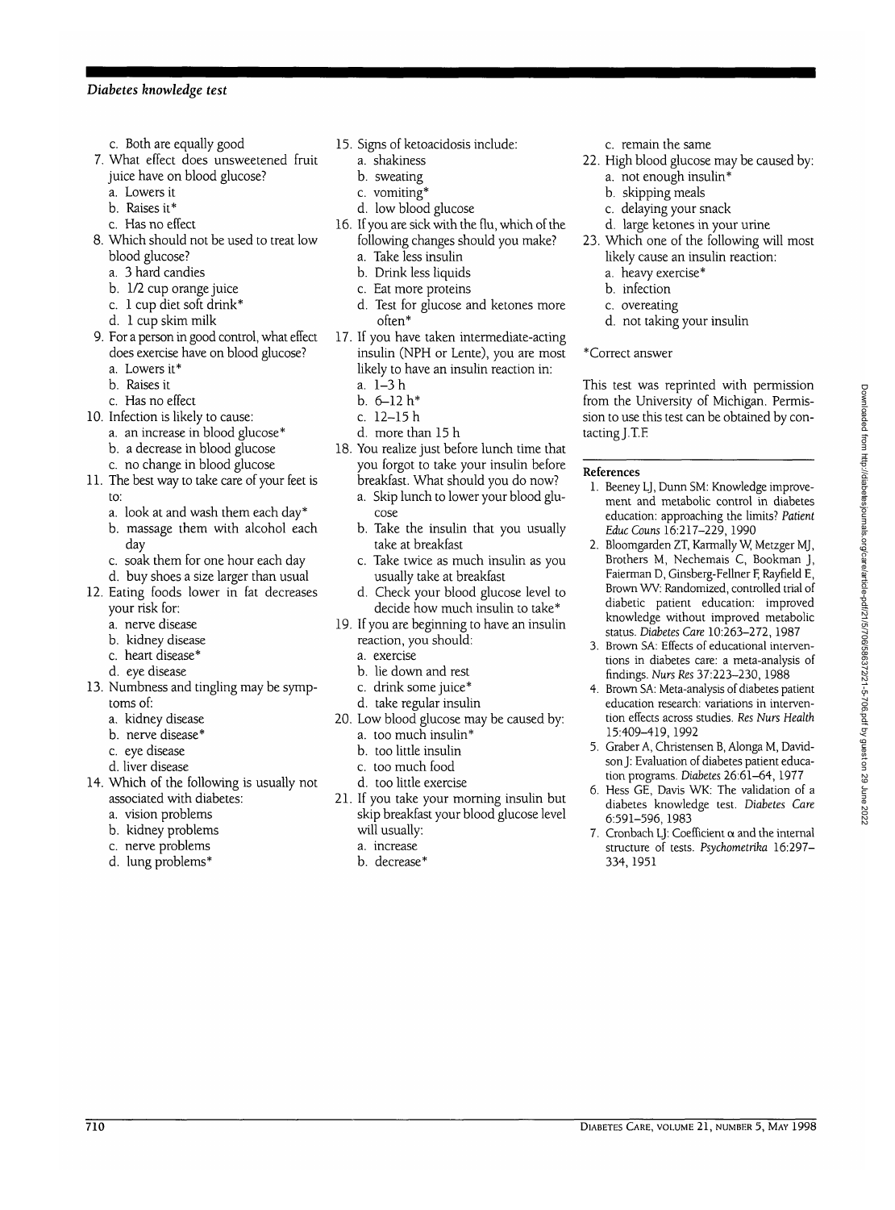c. Both are equally good

7. What effect does unsweetened fruit juice have on blood glucose?
   a. Lowers it
   b. Raises it*
   c. Has no effect
8. Which should not be used to treat low blood glucose?
   a. 3 hard candies
   b. 1/2 cup orange juice
   c. 1 cup diet soft drink*
   d. 1 cup skim milk
9. For a person in good control, what effect does exercise have on blood glucose?
   a. Lowers it*
   b. Raises it
   c. Has no effect
10. Infection is likely to cause:
    a. an increase in blood glucose*
    b. a decrease in blood glucose
    c. no change in blood glucose
11. The best way to take care of your feet is to:
    a. look at and wash them each day*
    b. massage them with alcohol each day
    c. soak them for one hour each day
    d. buy shoes a size larger than usual
12. Eating foods lower in fat decreases your risk for:
    a. nerve disease
    b. kidney disease
    c. heart disease*
    d. eye disease
13. Numbness and tingling may be symptoms of:
    a. kidney disease
    b. nerve disease*
    c. eye disease
    d. liver disease
14. Which of the following is usually not associated with diabetes:
    a. vision problems
    b. kidney problems
    c. nerve problems
    d. lung problems*
15. Signs of ketoacidosis include:
    a. shakiness
    b. sweating
    c. vomiting*
    d. low blood glucose
16. If you are sick with the flu, which of the following changes should you make?
    a. Take less insulin
    b. Drink less liquids
    c. Eat more proteins
    d. Test for glucose and ketones more often*
17. If you have taken intermediate-acting insulin (NPH or Lente), you are most likely to have an insulin reaction in:
    a. 1–3 h
    b. 6–12 h*
    c. 12–15 h
    d. more than 15 h
18. You realize just before lunch time that you forgot to take your insulin before breakfast. What should you do now?
    a. Skip lunch to lower your blood glucose
    b. Take the insulin that you usually take at breakfast
    c. Take twice as much insulin as you usually take at breakfast
    d. Check your blood glucose level to decide how much insulin to take*
19. If you are beginning to have an insulin reaction, you should:
    a. exercise
    b. lie down and rest
    c. drink some juice*
    d. take regular insulin
20. Low blood glucose may be caused by:
    a. too much insulin*
    b. too little insulin
    c. too much food
    d. too little exercise
21. If you take your morning insulin but skip breakfast your blood glucose level will usually:
    a. increase
    b. decrease*
    c. remain the same
22. High blood glucose may be caused by:
    a. not enough insulin*
    b. skipping meals
    c. delaying your snack
    d. large ketones in your urine
23. Which one of the following will most likely cause an insulin reaction:
    a. heavy exercise*
    b. infection
    c. overeating
    d. not taking your insulin

*Correct answer

This test was reprinted with permission from the University of Michigan. Permission to use this test can be obtained by contacting J.T.F.

## References

1. Beeney LJ, Dunn SM: Knowledge improvement and metabolic control in diabetes education: approaching the limits? *Patient Educ Couns* 16:217–229, 1990
2. Bloomgarden ZT, Karmally W, Metzger MJ, Brothers M, Nechemais C, Bookman J, Faierman D, Ginsberg-Fellner F, Rayfield E, Brown WV: Randomized, controlled trial of diabetic patient education: improved knowledge without improved metabolic status. *Diabetes Care* 10:263–272, 1987
3. Brown SA: Effects of educational interventions in diabetes care: a meta-analysis of findings. *Nurs Res* 37:223–230, 1988
4. Brown SA: Meta-analysis of diabetes patient education research: variations in intervention effects across studies. *Res Nurs Health* 15:409–419, 1992
5. Graber A, Christensen B, Alonga M, Davidson J: Evaluation of diabetes patient education programs. *Diabetes* 26:61–64, 1977
6. Hess GE, Davis WK: The validation of a diabetes knowledge test. *Diabetes Care* 6:591–596, 1983
7. Cronbach LJ: Coefficient $\alpha$ and the internal structure of tests. *Psychometrika* 16:297–334, 1951